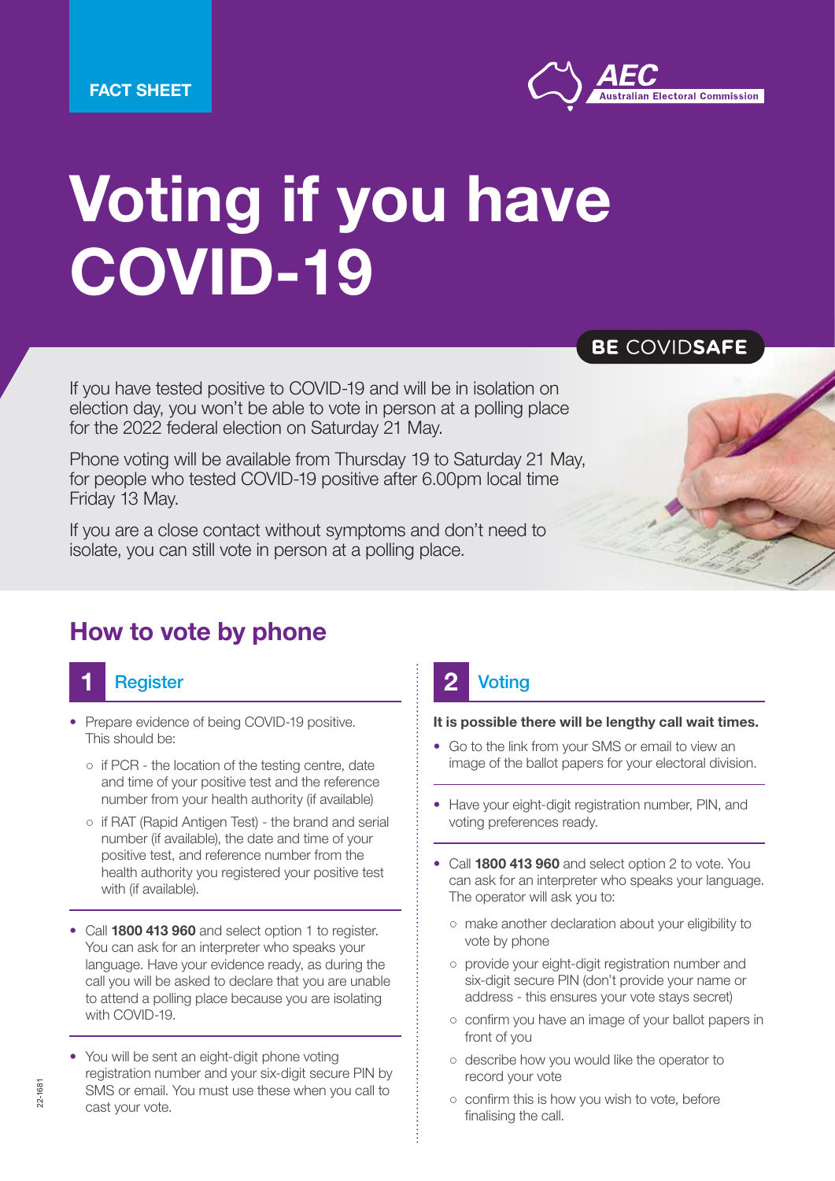FACT SHEET

AEC Australian Electoral Commission

# Voting if you have COVID-19

BE COVIDSAFE

If you have tested positive to COVID-19 and will be in isolation on election day, you won't be able to vote in person at a polling place for the 2022 federal election on Saturday 21 May.

Phone voting will be available from Thursday 19 to Saturday 21 May, for people who tested COVID-19 positive after 6.00pm local time Friday 13 May.

If you are a close contact without symptoms and don't need to isolate, you can still vote in person at a polling place.

## How to vote by phone

### 1 Register

- Prepare evidence of being COVID-19 positive. This should be:
  - if PCR - the location of the testing centre, date and time of your positive test and the reference number from your health authority (if available)
  - if RAT (Rapid Antigen Test) - the brand and serial number (if available), the date and time of your positive test, and reference number from the health authority you registered your positive test with (if available).
- Call **1800 413 960** and select option 1 to register. You can ask for an interpreter who speaks your language. Have your evidence ready, as during the call you will be asked to declare that you are unable to attend a polling place because you are isolating with COVID-19.
- You will be sent an eight-digit phone voting registration number and your six-digit secure PIN by SMS or email. You must use these when you call to cast your vote.

### 2 Voting

**It is possible there will be lengthy call wait times.**

- Go to the link from your SMS or email to view an image of the ballot papers for your electoral division.
- Have your eight-digit registration number, PIN, and voting preferences ready.
- Call **1800 413 960** and select option 2 to vote. You can ask for an interpreter who speaks your language. The operator will ask you to:
  - make another declaration about your eligibility to vote by phone
  - provide your eight-digit registration number and six-digit secure PIN (don't provide your name or address - this ensures your vote stays secret)
  - confirm you have an image of your ballot papers in front of you
  - describe how you would like the operator to record your vote
  - confirm this is how you wish to vote, before finalising the call.

22-1681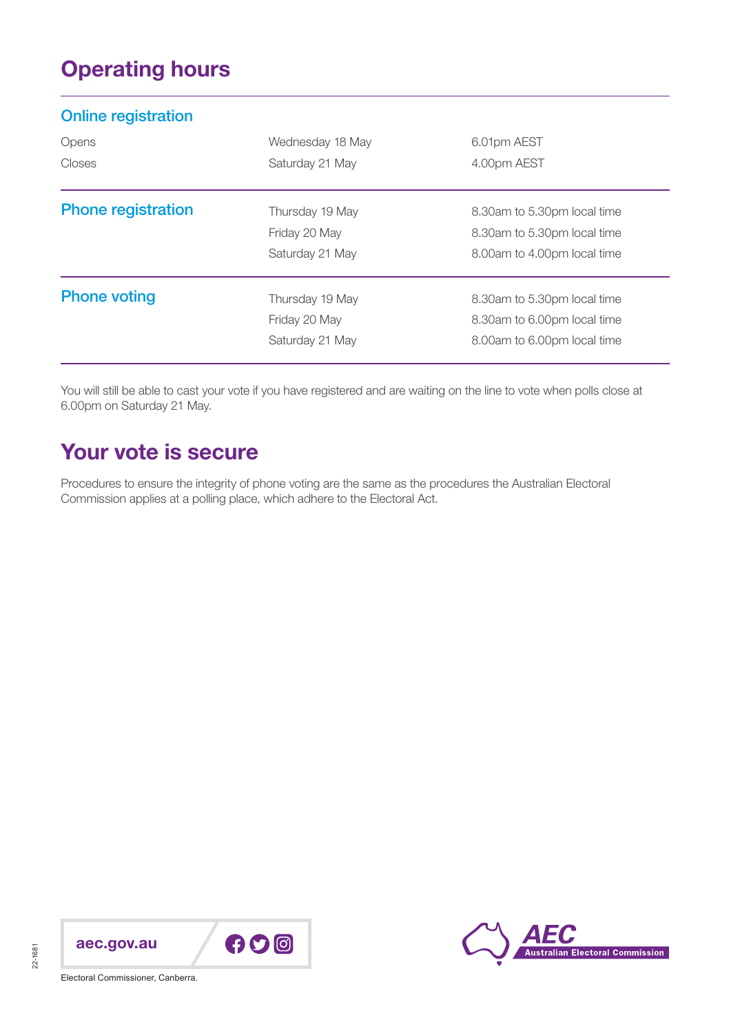# Operating hours

| | | |
|---|---|---|
| **Online registration** | | |
| Opens | Wednesday 18 May | 6.01pm AEST |
| Closes | Saturday 21 May | 4.00pm AEST |
| **Phone registration** | Thursday 19 May | 8.30am to 5.30pm local time |
| | Friday 20 May | 8.30am to 5.30pm local time |
| | Saturday 21 May | 8.00am to 4.00pm local time |
| **Phone voting** | Thursday 19 May | 8.30am to 5.30pm local time |
| | Friday 20 May | 8.30am to 6.00pm local time |
| | Saturday 21 May | 8.00am to 6.00pm local time |

You will still be able to cast your vote if you have registered and are waiting on the line to vote when polls close at 6.00pm on Saturday 21 May.

# Your vote is secure

Procedures to ensure the integrity of phone voting are the same as the procedures the Australian Electoral Commission applies at a polling place, which adhere to the Electoral Act.

aec.gov.au

AEC Australian Electoral Commission

22-1681

Electoral Commissioner, Canberra.